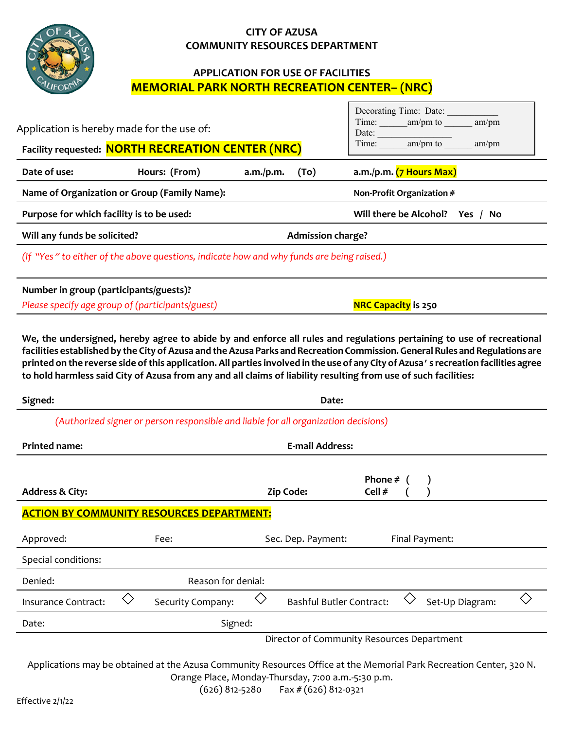**CITY OF AZUSA**
**COMMUNITY RESOURCES DEPARTMENT**

**APPLICATION FOR USE OF FACILITIES**

# MEMORIAL PARK NORTH RECREATION CENTER– (NRC)

Decorating Time: Date: ___________
Time: ______am/pm to ______ am/pm
Date: _______________
Time: ______am/pm to ______ am/pm

Application is hereby made for the use of:

**Facility requested: NORTH RECREATION CENTER (NRC)**

**Date of use:** **Hours: (From)** **a.m./p.m.** **(To)** **a.m./p.m. (7 Hours Max)**

**Name of Organization or Group (Family Name):** **Non-Profit Organization #**

**Purpose for which facility is to be used:** **Will there be Alcohol? Yes / No**

**Will any funds be solicited?** **Admission charge?**

*(If "Yes" to either of the above questions, indicate how and why funds are being raised.)*

**Number in group (participants/guests)?**

*Please specify age group of (participants/guest)* **NRC Capacity is 250**

**We, the undersigned, hereby agree to abide by and enforce all rules and regulations pertaining to use of recreational facilities established by the City of Azusa and the Azusa Parks and Recreation Commission. General Rules and Regulations are printed on the reverse side of this application. All parties involved in the use of any City of Azusa's recreation facilities agree to hold harmless said City of Azusa from any and all claims of liability resulting from use of such facilities:**

**Signed:** **Date:**

*(Authorized signer or person responsible and liable for all organization decisions)*

**Printed name:** **E-mail Address:**

**Address & City:** **Zip Code:** **Phone # ( )** **Cell # ( )**

## ACTION BY COMMUNITY RESOURCES DEPARTMENT:

Approved: Fee: Sec. Dep. Payment: Final Payment:

Special conditions:

Denied: Reason for denial:

Insurance Contract: ◇ Security Company: ◇ Bashful Butler Contract: ◇ Set-Up Diagram: ◇

Date: Signed:

Director of Community Resources Department

Applications may be obtained at the Azusa Community Resources Office at the Memorial Park Recreation Center, 320 N. Orange Place, Monday-Thursday, 7:00 a.m.-5:30 p.m.
(626) 812-5280 Fax # (626) 812-0321

Effective 2/1/22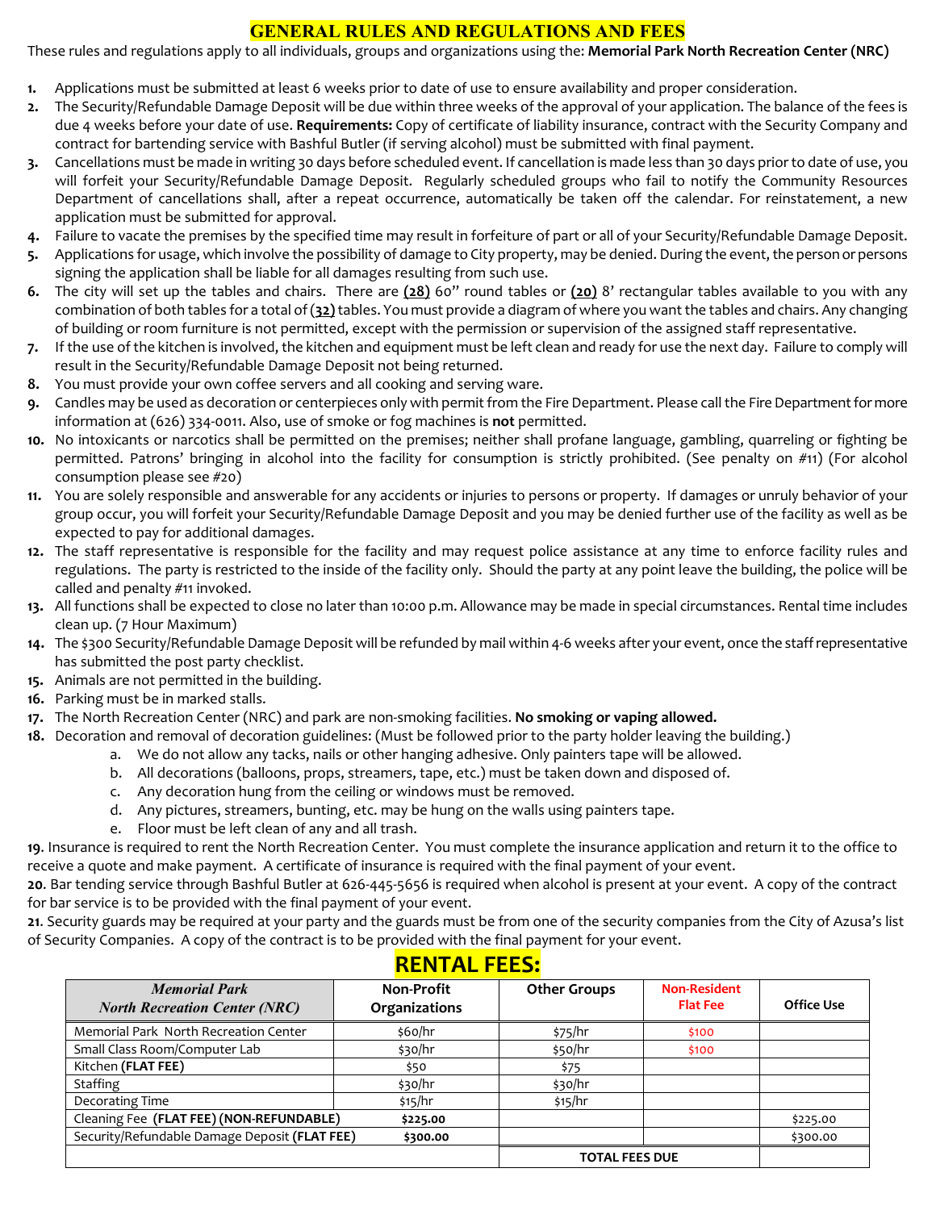# GENERAL RULES AND REGULATIONS AND FEES

These rules and regulations apply to all individuals, groups and organizations using the: **Memorial Park North Recreation Center (NRC)**

1. Applications must be submitted at least 6 weeks prior to date of use to ensure availability and proper consideration.
2. The Security/Refundable Damage Deposit will be due within three weeks of the approval of your application. The balance of the fees is due 4 weeks before your date of use. **Requirements:** Copy of certificate of liability insurance, contract with the Security Company and contract for bartending service with Bashful Butler (if serving alcohol) must be submitted with final payment.
3. Cancellations must be made in writing 30 days before scheduled event. If cancellation is made less than 30 days prior to date of use, you will forfeit your Security/Refundable Damage Deposit. Regularly scheduled groups who fail to notify the Community Resources Department of cancellations shall, after a repeat occurrence, automatically be taken off the calendar. For reinstatement, a new application must be submitted for approval.
4. Failure to vacate the premises by the specified time may result in forfeiture of part or all of your Security/Refundable Damage Deposit.
5. Applications for usage, which involve the possibility of damage to City property, may be denied. During the event, the person or persons signing the application shall be liable for all damages resulting from such use.
6. The city will set up the tables and chairs. There are **(28)** 60" round tables or **(20)** 8' rectangular tables available to you with any combination of both tables for a total of **(32)** tables. You must provide a diagram of where you want the tables and chairs. Any changing of building or room furniture is not permitted, except with the permission or supervision of the assigned staff representative.
7. If the use of the kitchen is involved, the kitchen and equipment must be left clean and ready for use the next day. Failure to comply will result in the Security/Refundable Damage Deposit not being returned.
8. You must provide your own coffee servers and all cooking and serving ware.
9. Candles may be used as decoration or centerpieces only with permit from the Fire Department. Please call the Fire Department for more information at (626) 334-0011. Also, use of smoke or fog machines is **not** permitted.
10. No intoxicants or narcotics shall be permitted on the premises; neither shall profane language, gambling, quarreling or fighting be permitted. Patrons' bringing in alcohol into the facility for consumption is strictly prohibited. (See penalty on #11) (For alcohol consumption please see #20)
11. You are solely responsible and answerable for any accidents or injuries to persons or property. If damages or unruly behavior of your group occur, you will forfeit your Security/Refundable Damage Deposit and you may be denied further use of the facility as well as be expected to pay for additional damages.
12. The staff representative is responsible for the facility and may request police assistance at any time to enforce facility rules and regulations. The party is restricted to the inside of the facility only. Should the party at any point leave the building, the police will be called and penalty #11 invoked.
13. All functions shall be expected to close no later than 10:00 p.m. Allowance may be made in special circumstances. Rental time includes clean up. (7 Hour Maximum)
14. The $300 Security/Refundable Damage Deposit will be refunded by mail within 4-6 weeks after your event, once the staff representative has submitted the post party checklist.
15. Animals are not permitted in the building.
16. Parking must be in marked stalls.
17. The North Recreation Center (NRC) and park are non-smoking facilities. **No smoking or vaping allowed.**
18. Decoration and removal of decoration guidelines: (Must be followed prior to the party holder leaving the building.)
    a. We do not allow any tacks, nails or other hanging adhesive. Only painters tape will be allowed.
    b. All decorations (balloons, props, streamers, tape, etc.) must be taken down and disposed of.
    c. Any decoration hung from the ceiling or windows must be removed.
    d. Any pictures, streamers, bunting, etc. may be hung on the walls using painters tape.
    e. Floor must be left clean of any and all trash.

**19**. Insurance is required to rent the North Recreation Center. You must complete the insurance application and return it to the office to receive a quote and make payment. A certificate of insurance is required with the final payment of your event.

**20**. Bar tending service through Bashful Butler at 626-445-5656 is required when alcohol is present at your event. A copy of the contract for bar service is to be provided with the final payment of your event.

**21**. Security guards may be required at your party and the guards must be from one of the security companies from the City of Azusa's list of Security Companies. A copy of the contract is to be provided with the final payment for your event.

## RENTAL FEES:

| *Memorial Park North Recreation Center (NRC)* | Non-Profit Organizations | Other Groups | Non-Resident Flat Fee | Office Use |
|---|---|---|---|---|
| Memorial Park North Recreation Center | $60/hr | $75/hr | $100 | |
| Small Class Room/Computer Lab | $30/hr | $50/hr | $100 | |
| Kitchen **(FLAT FEE)** | $50 | $75 | | |
| Staffing | $30/hr | $30/hr | | |
| Decorating Time | $15/hr | $15/hr | | |
| Cleaning Fee **(FLAT FEE) (NON-REFUNDABLE)** | **$225.00** | | | $225.00 |
| Security/Refundable Damage Deposit **(FLAT FEE)** | **$300.00** | | | $300.00 |
| | | **TOTAL FEES DUE** | | |